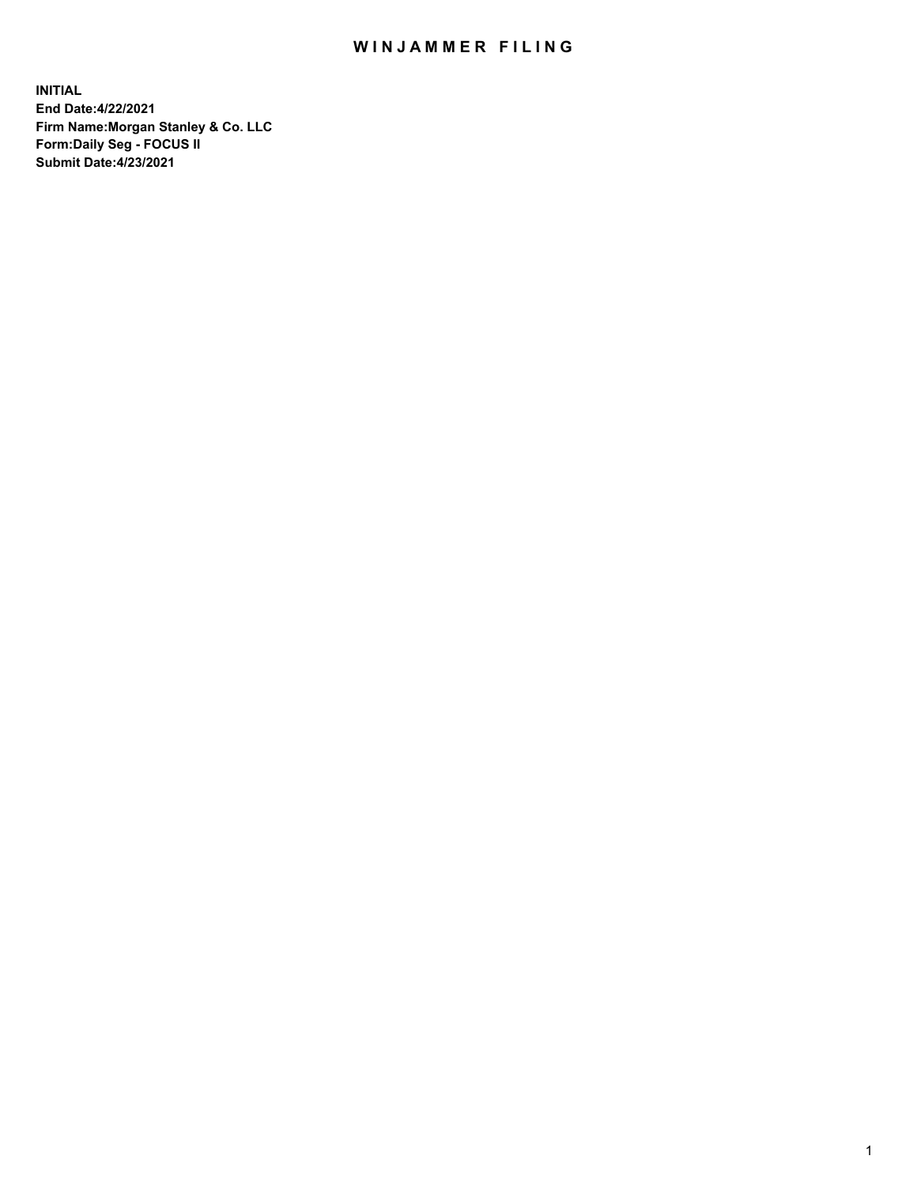# WINJAMMER FILING

**INITIAL**
**End Date:4/22/2021**
**Firm Name:Morgan Stanley & Co. LLC**
**Form:Daily Seg - FOCUS II**
**Submit Date:4/23/2021**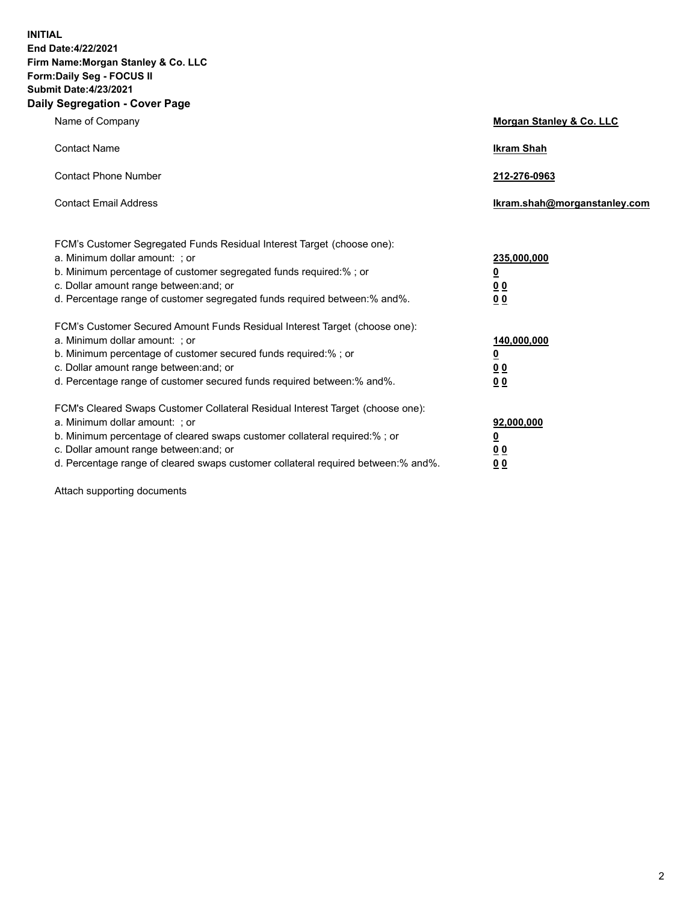**INITIAL**
**End Date:4/22/2021**
**Firm Name:Morgan Stanley & Co. LLC**
**Form:Daily Seg - FOCUS II**
**Submit Date:4/23/2021**
**Daily Segregation - Cover Page**

| | |
|---|---|
| Name of Company | **Morgan Stanley & Co. LLC** |
| Contact Name | **Ikram Shah** |
| Contact Phone Number | **212-276-0963** |
| Contact Email Address | **Ikram.shah@morganstanley.com** |

| | |
|---|---|
| FCM's Customer Segregated Funds Residual Interest Target (choose one): | |
| a. Minimum dollar amount: ; or | **235,000,000** |
| b. Minimum percentage of customer segregated funds required:% ; or | **0** |
| c. Dollar amount range between:and; or | **0 0** |
| d. Percentage range of customer segregated funds required between:% and%. | **0 0** |
| FCM's Customer Secured Amount Funds Residual Interest Target (choose one): | |
| a. Minimum dollar amount: ; or | **140,000,000** |
| b. Minimum percentage of customer secured funds required:% ; or | **0** |
| c. Dollar amount range between:and; or | **0 0** |
| d. Percentage range of customer secured funds required between:% and%. | **0 0** |
| FCM's Cleared Swaps Customer Collateral Residual Interest Target (choose one): | |
| a. Minimum dollar amount: ; or | **92,000,000** |
| b. Minimum percentage of cleared swaps customer collateral required:% ; or | **0** |
| c. Dollar amount range between:and; or | **0 0** |
| d. Percentage range of cleared swaps customer collateral required between:% and%. | **0 0** |

Attach supporting documents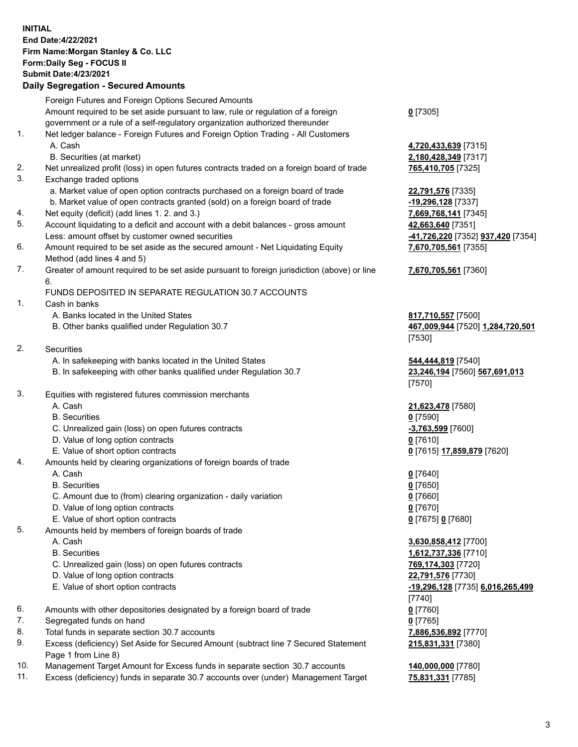**INITIAL**
**End Date:4/22/2021**
**Firm Name:Morgan Stanley & Co. LLC**
**Form:Daily Seg - FOCUS II**
**Submit Date:4/23/2021**

## Daily Segregation - Secured Amounts

| | | |
|---|---|---|
| | Foreign Futures and Foreign Options Secured Amounts | |
| | Amount required to be set aside pursuant to law, rule or regulation of a foreign government or a rule of a self-regulatory organization authorized thereunder | **0** [7305] |
| 1. | Net ledger balance - Foreign Futures and Foreign Option Trading - All Customers | |
| | A. Cash | **4,720,433,639** [7315] |
| | B. Securities (at market) | **2,180,428,349** [7317] |
| 2. | Net unrealized profit (loss) in open futures contracts traded on a foreign board of trade | **765,410,705** [7325] |
| 3. | Exchange traded options | |
| | a. Market value of open option contracts purchased on a foreign board of trade | **22,791,576** [7335] |
| | b. Market value of open contracts granted (sold) on a foreign board of trade | **-19,296,128** [7337] |
| 4. | Net equity (deficit) (add lines 1. 2. and 3.) | **7,669,768,141** [7345] |
| 5. | Account liquidating to a deficit and account with a debit balances - gross amount | **42,663,640** [7351] |
| | Less: amount offset by customer owned securities | **-41,726,220** [7352] **937,420** [7354] |
| 6. | Amount required to be set aside as the secured amount - Net Liquidating Equity Method (add lines 4 and 5) | **7,670,705,561** [7355] |
| 7. | Greater of amount required to be set aside pursuant to foreign jurisdiction (above) or line 6. | **7,670,705,561** [7360] |
| | FUNDS DEPOSITED IN SEPARATE REGULATION 30.7 ACCOUNTS | |
| 1. | Cash in banks | |
| | A. Banks located in the United States | **817,710,557** [7500] |
| | B. Other banks qualified under Regulation 30.7 | **467,009,944** [7520] **1,284,720,501** [7530] |
| 2. | Securities | |
| | A. In safekeeping with banks located in the United States | **544,444,819** [7540] |
| | B. In safekeeping with other banks qualified under Regulation 30.7 | **23,246,194** [7560] **567,691,013** [7570] |
| 3. | Equities with registered futures commission merchants | |
| | A. Cash | **21,623,478** [7580] |
| | B. Securities | **0** [7590] |
| | C. Unrealized gain (loss) on open futures contracts | **-3,763,599** [7600] |
| | D. Value of long option contracts | **0** [7610] |
| | E. Value of short option contracts | **0** [7615] **17,859,879** [7620] |
| 4. | Amounts held by clearing organizations of foreign boards of trade | |
| | A. Cash | **0** [7640] |
| | B. Securities | **0** [7650] |
| | C. Amount due to (from) clearing organization - daily variation | **0** [7660] |
| | D. Value of long option contracts | **0** [7670] |
| | E. Value of short option contracts | **0** [7675] **0** [7680] |
| 5. | Amounts held by members of foreign boards of trade | |
| | A. Cash | **3,630,858,412** [7700] |
| | B. Securities | **1,612,737,336** [7710] |
| | C. Unrealized gain (loss) on open futures contracts | **769,174,303** [7720] |
| | D. Value of long option contracts | **22,791,576** [7730] |
| | E. Value of short option contracts | **-19,296,128** [7735] **6,016,265,499** [7740] |
| 6. | Amounts with other depositories designated by a foreign board of trade | **0** [7760] |
| 7. | Segregated funds on hand | **0** [7765] |
| 8. | Total funds in separate section 30.7 accounts | **7,886,536,892** [7770] |
| 9. | Excess (deficiency) Set Aside for Secured Amount (subtract line 7 Secured Statement Page 1 from Line 8) | **215,831,331** [7380] |
| 10. | Management Target Amount for Excess funds in separate section 30.7 accounts | **140,000,000** [7780] |
| 11. | Excess (deficiency) funds in separate 30.7 accounts over (under) Management Target | **75,831,331** [7785] |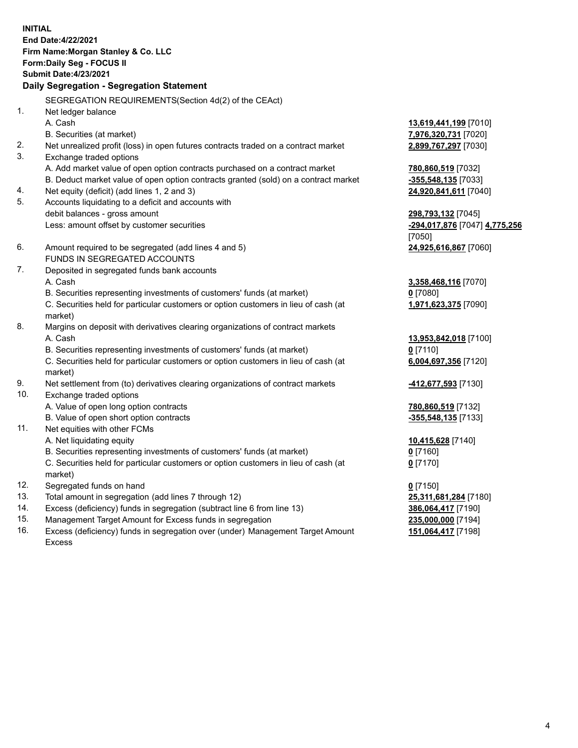**INITIAL**
**End Date:4/22/2021**
**Firm Name:Morgan Stanley & Co. LLC**
**Form:Daily Seg - FOCUS II**
**Submit Date:4/23/2021**

**Daily Segregation - Segregation Statement**

| | | |
|---|---|---|
| | SEGREGATION REQUIREMENTS(Section 4d(2) of the CEAct) | |
| 1. | Net ledger balance | |
| | A. Cash | **13,619,441,199** [7010] |
| | B. Securities (at market) | **7,976,320,731** [7020] |
| 2. | Net unrealized profit (loss) in open futures contracts traded on a contract market | **2,899,767,297** [7030] |
| 3. | Exchange traded options | |
| | A. Add market value of open option contracts purchased on a contract market | **780,860,519** [7032] |
| | B. Deduct market value of open option contracts granted (sold) on a contract market | **-355,548,135** [7033] |
| 4. | Net equity (deficit) (add lines 1, 2 and 3) | **24,920,841,611** [7040] |
| 5. | Accounts liquidating to a deficit and accounts with debit balances - gross amount | **298,793,132** [7045] |
| | Less: amount offset by customer securities | **-294,017,876** [7047] **4,775,256** [7050] |
| 6. | Amount required to be segregated (add lines 4 and 5) | **24,925,616,867** [7060] |
| | FUNDS IN SEGREGATED ACCOUNTS | |
| 7. | Deposited in segregated funds bank accounts | |
| | A. Cash | **3,358,468,116** [7070] |
| | B. Securities representing investments of customers' funds (at market) | **0** [7080] |
| | C. Securities held for particular customers or option customers in lieu of cash (at market) | **1,971,623,375** [7090] |
| 8. | Margins on deposit with derivatives clearing organizations of contract markets | |
| | A. Cash | **13,953,842,018** [7100] |
| | B. Securities representing investments of customers' funds (at market) | **0** [7110] |
| | C. Securities held for particular customers or option customers in lieu of cash (at market) | **6,004,697,356** [7120] |
| 9. | Net settlement from (to) derivatives clearing organizations of contract markets | **-412,677,593** [7130] |
| 10. | Exchange traded options | |
| | A. Value of open long option contracts | **780,860,519** [7132] |
| | B. Value of open short option contracts | **-355,548,135** [7133] |
| 11. | Net equities with other FCMs | |
| | A. Net liquidating equity | **10,415,628** [7140] |
| | B. Securities representing investments of customers' funds (at market) | **0** [7160] |
| | C. Securities held for particular customers or option customers in lieu of cash (at market) | **0** [7170] |
| 12. | Segregated funds on hand | **0** [7150] |
| 13. | Total amount in segregation (add lines 7 through 12) | **25,311,681,284** [7180] |
| 14. | Excess (deficiency) funds in segregation (subtract line 6 from line 13) | **386,064,417** [7190] |
| 15. | Management Target Amount for Excess funds in segregation | **235,000,000** [7194] |
| 16. | Excess (deficiency) funds in segregation over (under) Management Target Amount Excess | **151,064,417** [7198] |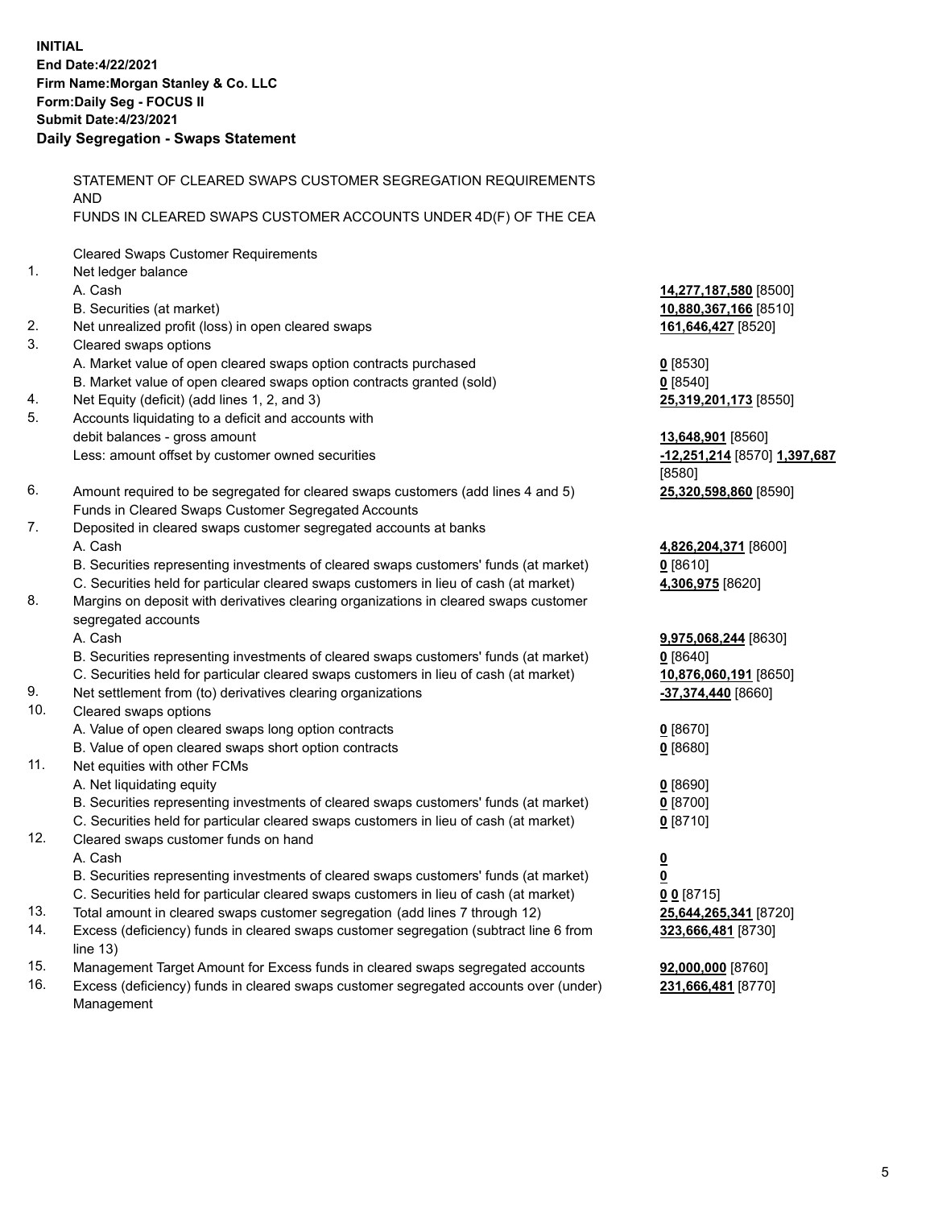**INITIAL**
**End Date:4/22/2021**
**Firm Name:Morgan Stanley & Co. LLC**
**Form:Daily Seg - FOCUS II**
**Submit Date:4/23/2021**
**Daily Segregation - Swaps Statement**

STATEMENT OF CLEARED SWAPS CUSTOMER SEGREGATION REQUIREMENTS AND
FUNDS IN CLEARED SWAPS CUSTOMER ACCOUNTS UNDER 4D(F) OF THE CEA

Cleared Swaps Customer Requirements

| | | |
|---|---|---|
| 1. | Net ledger balance | |
| | A. Cash | **14,277,187,580** [8500] |
| | B. Securities (at market) | **10,880,367,166** [8510] |
| 2. | Net unrealized profit (loss) in open cleared swaps | **161,646,427** [8520] |
| 3. | Cleared swaps options | |
| | A. Market value of open cleared swaps option contracts purchased | **0** [8530] |
| | B. Market value of open cleared swaps option contracts granted (sold) | **0** [8540] |
| 4. | Net Equity (deficit) (add lines 1, 2, and 3) | **25,319,201,173** [8550] |
| 5. | Accounts liquidating to a deficit and accounts with debit balances - gross amount | **13,648,901** [8560] |
| | Less: amount offset by customer owned securities | **-12,251,214** [8570] **1,397,687** [8580] |
| 6. | Amount required to be segregated for cleared swaps customers (add lines 4 and 5) | **25,320,598,860** [8590] |
| | Funds in Cleared Swaps Customer Segregated Accounts | |
| 7. | Deposited in cleared swaps customer segregated accounts at banks | |
| | A. Cash | **4,826,204,371** [8600] |
| | B. Securities representing investments of cleared swaps customers' funds (at market) | **0** [8610] |
| | C. Securities held for particular cleared swaps customers in lieu of cash (at market) | **4,306,975** [8620] |
| 8. | Margins on deposit with derivatives clearing organizations in cleared swaps customer segregated accounts | |
| | A. Cash | **9,975,068,244** [8630] |
| | B. Securities representing investments of cleared swaps customers' funds (at market) | **0** [8640] |
| | C. Securities held for particular cleared swaps customers in lieu of cash (at market) | **10,876,060,191** [8650] |
| 9. | Net settlement from (to) derivatives clearing organizations | **-37,374,440** [8660] |
| 10. | Cleared swaps options | |
| | A. Value of open cleared swaps long option contracts | **0** [8670] |
| | B. Value of open cleared swaps short option contracts | **0** [8680] |
| 11. | Net equities with other FCMs | |
| | A. Net liquidating equity | **0** [8690] |
| | B. Securities representing investments of cleared swaps customers' funds (at market) | **0** [8700] |
| | C. Securities held for particular cleared swaps customers in lieu of cash (at market) | **0** [8710] |
| 12. | Cleared swaps customer funds on hand | |
| | A. Cash | **0** |
| | B. Securities representing investments of cleared swaps customers' funds (at market) | **0** |
| | C. Securities held for particular cleared swaps customers in lieu of cash (at market) | **0** **0** [8715] |
| 13. | Total amount in cleared swaps customer segregation (add lines 7 through 12) | **25,644,265,341** [8720] |
| 14. | Excess (deficiency) funds in cleared swaps customer segregation (subtract line 6 from line 13) | **323,666,481** [8730] |
| 15. | Management Target Amount for Excess funds in cleared swaps segregated accounts | **92,000,000** [8760] |
| 16. | Excess (deficiency) funds in cleared swaps customer segregated accounts over (under) Management | **231,666,481** [8770] |